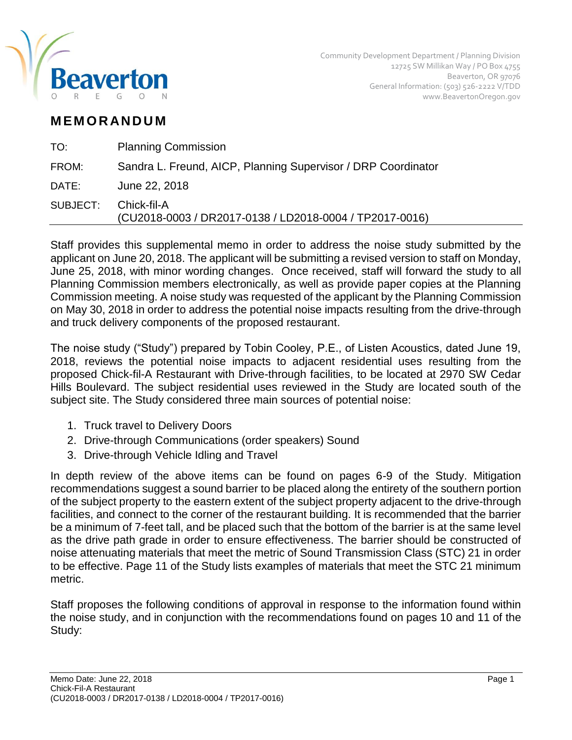Community Development Department / Planning Division
12725 SW Millikan Way / PO Box 4755
Beaverton, OR 97076
General Information: (503) 526-2222 V/TDD
www.BeavertonOregon.gov

# MEMORANDUM

| | |
|---|---|
| TO: | Planning Commission |
| FROM: | Sandra L. Freund, AICP, Planning Supervisor / DRP Coordinator |
| DATE: | June 22, 2018 |
| SUBJECT: | Chick-fil-A (CU2018-0003 / DR2017-0138 / LD2018-0004 / TP2017-0016) |

Staff provides this supplemental memo in order to address the noise study submitted by the applicant on June 20, 2018. The applicant will be submitting a revised version to staff on Monday, June 25, 2018, with minor wording changes. Once received, staff will forward the study to all Planning Commission members electronically, as well as provide paper copies at the Planning Commission meeting. A noise study was requested of the applicant by the Planning Commission on May 30, 2018 in order to address the potential noise impacts resulting from the drive-through and truck delivery components of the proposed restaurant.

The noise study ("Study") prepared by Tobin Cooley, P.E., of Listen Acoustics, dated June 19, 2018, reviews the potential noise impacts to adjacent residential uses resulting from the proposed Chick-fil-A Restaurant with Drive-through facilities, to be located at 2970 SW Cedar Hills Boulevard. The subject residential uses reviewed in the Study are located south of the subject site. The Study considered three main sources of potential noise:

1. Truck travel to Delivery Doors
2. Drive-through Communications (order speakers) Sound
3. Drive-through Vehicle Idling and Travel

In depth review of the above items can be found on pages 6-9 of the Study. Mitigation recommendations suggest a sound barrier to be placed along the entirety of the southern portion of the subject property to the eastern extent of the subject property adjacent to the drive-through facilities, and connect to the corner of the restaurant building. It is recommended that the barrier be a minimum of 7-feet tall, and be placed such that the bottom of the barrier is at the same level as the drive path grade in order to ensure effectiveness. The barrier should be constructed of noise attenuating materials that meet the metric of Sound Transmission Class (STC) 21 in order to be effective. Page 11 of the Study lists examples of materials that meet the STC 21 minimum metric.

Staff proposes the following conditions of approval in response to the information found within the noise study, and in conjunction with the recommendations found on pages 10 and 11 of the Study: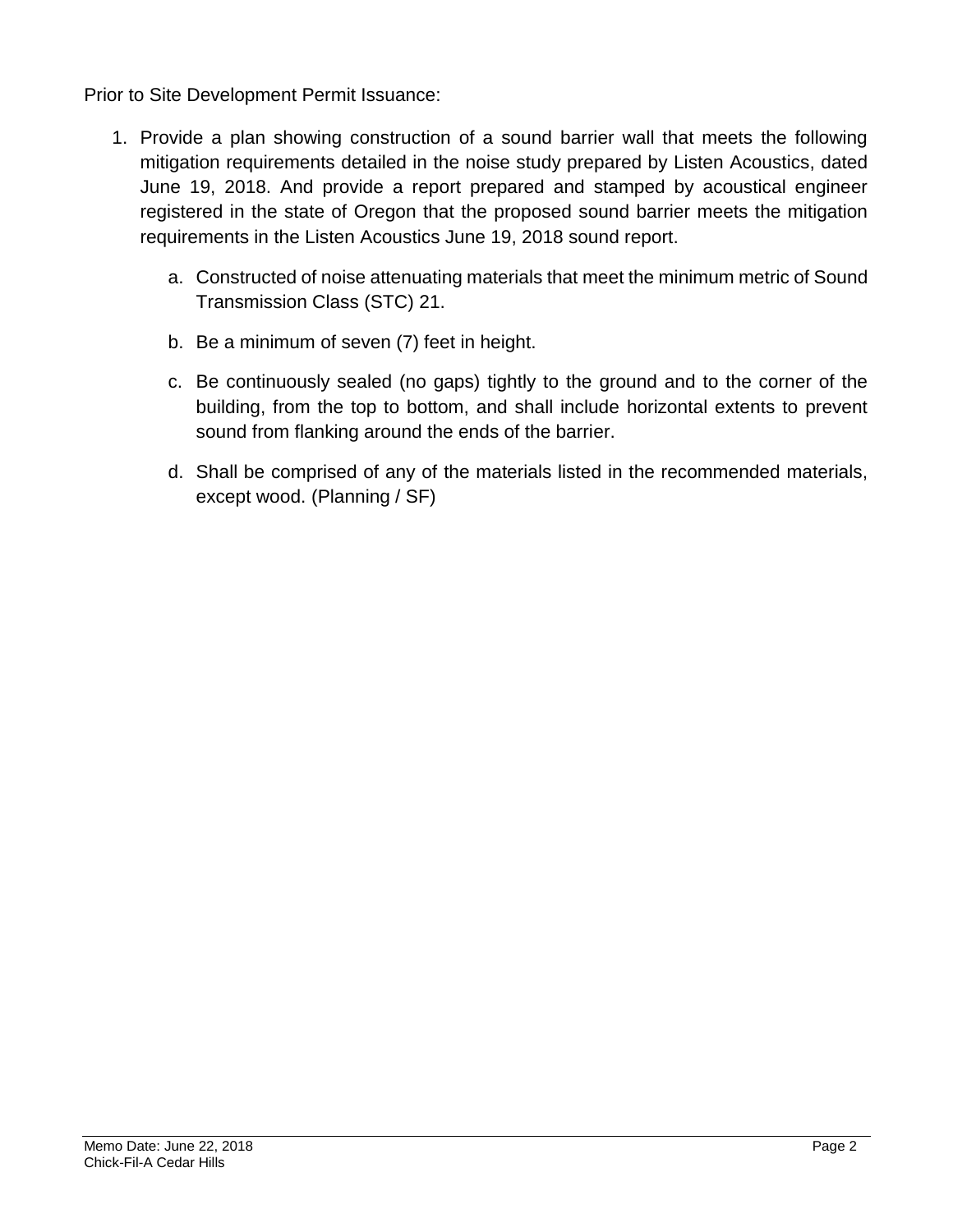Prior to Site Development Permit Issuance:

1. Provide a plan showing construction of a sound barrier wall that meets the following mitigation requirements detailed in the noise study prepared by Listen Acoustics, dated June 19, 2018. And provide a report prepared and stamped by acoustical engineer registered in the state of Oregon that the proposed sound barrier meets the mitigation requirements in the Listen Acoustics June 19, 2018 sound report.

   a. Constructed of noise attenuating materials that meet the minimum metric of Sound Transmission Class (STC) 21.

   b. Be a minimum of seven (7) feet in height.

   c. Be continuously sealed (no gaps) tightly to the ground and to the corner of the building, from the top to bottom, and shall include horizontal extents to prevent sound from flanking around the ends of the barrier.

   d. Shall be comprised of any of the materials listed in the recommended materials, except wood. (Planning / SF)